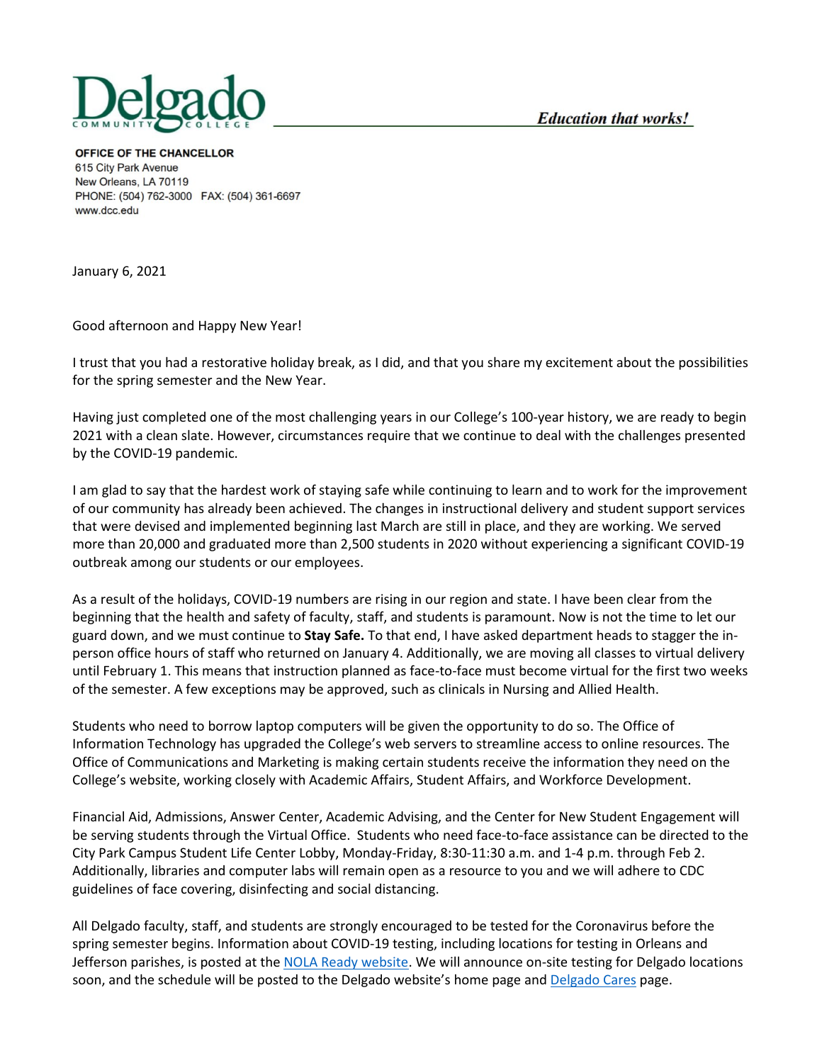Delgado Community College

*Education that works!*

**OFFICE OF THE CHANCELLOR**
615 City Park Avenue
New Orleans, LA 70119
PHONE: (504) 762-3000 FAX: (504) 361-6697
www.dcc.edu

January 6, 2021

Good afternoon and Happy New Year!

I trust that you had a restorative holiday break, as I did, and that you share my excitement about the possibilities for the spring semester and the New Year.

Having just completed one of the most challenging years in our College's 100-year history, we are ready to begin 2021 with a clean slate. However, circumstances require that we continue to deal with the challenges presented by the COVID-19 pandemic.

I am glad to say that the hardest work of staying safe while continuing to learn and to work for the improvement of our community has already been achieved. The changes in instructional delivery and student support services that were devised and implemented beginning last March are still in place, and they are working. We served more than 20,000 and graduated more than 2,500 students in 2020 without experiencing a significant COVID-19 outbreak among our students or our employees.

As a result of the holidays, COVID-19 numbers are rising in our region and state. I have been clear from the beginning that the health and safety of faculty, staff, and students is paramount. Now is not the time to let our guard down, and we must continue to **Stay Safe.** To that end, I have asked department heads to stagger the in-person office hours of staff who returned on January 4. Additionally, we are moving all classes to virtual delivery until February 1. This means that instruction planned as face-to-face must become virtual for the first two weeks of the semester. A few exceptions may be approved, such as clinicals in Nursing and Allied Health.

Students who need to borrow laptop computers will be given the opportunity to do so. The Office of Information Technology has upgraded the College's web servers to streamline access to online resources. The Office of Communications and Marketing is making certain students receive the information they need on the College's website, working closely with Academic Affairs, Student Affairs, and Workforce Development.

Financial Aid, Admissions, Answer Center, Academic Advising, and the Center for New Student Engagement will be serving students through the Virtual Office. Students who need face-to-face assistance can be directed to the City Park Campus Student Life Center Lobby, Monday-Friday, 8:30-11:30 a.m. and 1-4 p.m. through Feb 2. Additionally, libraries and computer labs will remain open as a resource to you and we will adhere to CDC guidelines of face covering, disinfecting and social distancing.

All Delgado faculty, staff, and students are strongly encouraged to be tested for the Coronavirus before the spring semester begins. Information about COVID-19 testing, including locations for testing in Orleans and Jefferson parishes, is posted at the NOLA Ready website. We will announce on-site testing for Delgado locations soon, and the schedule will be posted to the Delgado website's home page and Delgado Cares page.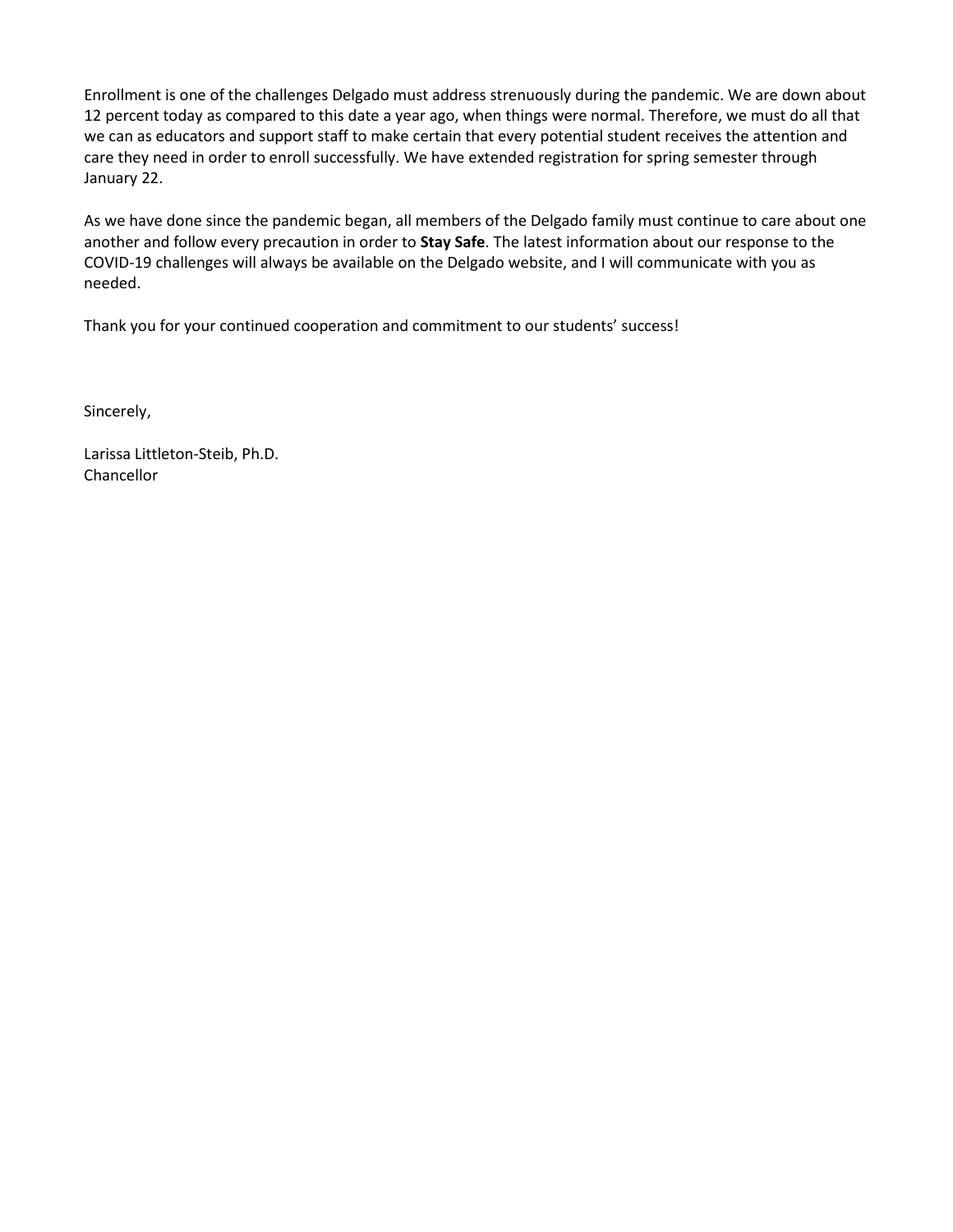Enrollment is one of the challenges Delgado must address strenuously during the pandemic. We are down about 12 percent today as compared to this date a year ago, when things were normal. Therefore, we must do all that we can as educators and support staff to make certain that every potential student receives the attention and care they need in order to enroll successfully. We have extended registration for spring semester through January 22.

As we have done since the pandemic began, all members of the Delgado family must continue to care about one another and follow every precaution in order to **Stay Safe**. The latest information about our response to the COVID-19 challenges will always be available on the Delgado website, and I will communicate with you as needed.

Thank you for your continued cooperation and commitment to our students' success!

Sincerely,

Larissa Littleton-Steib, Ph.D.
Chancellor